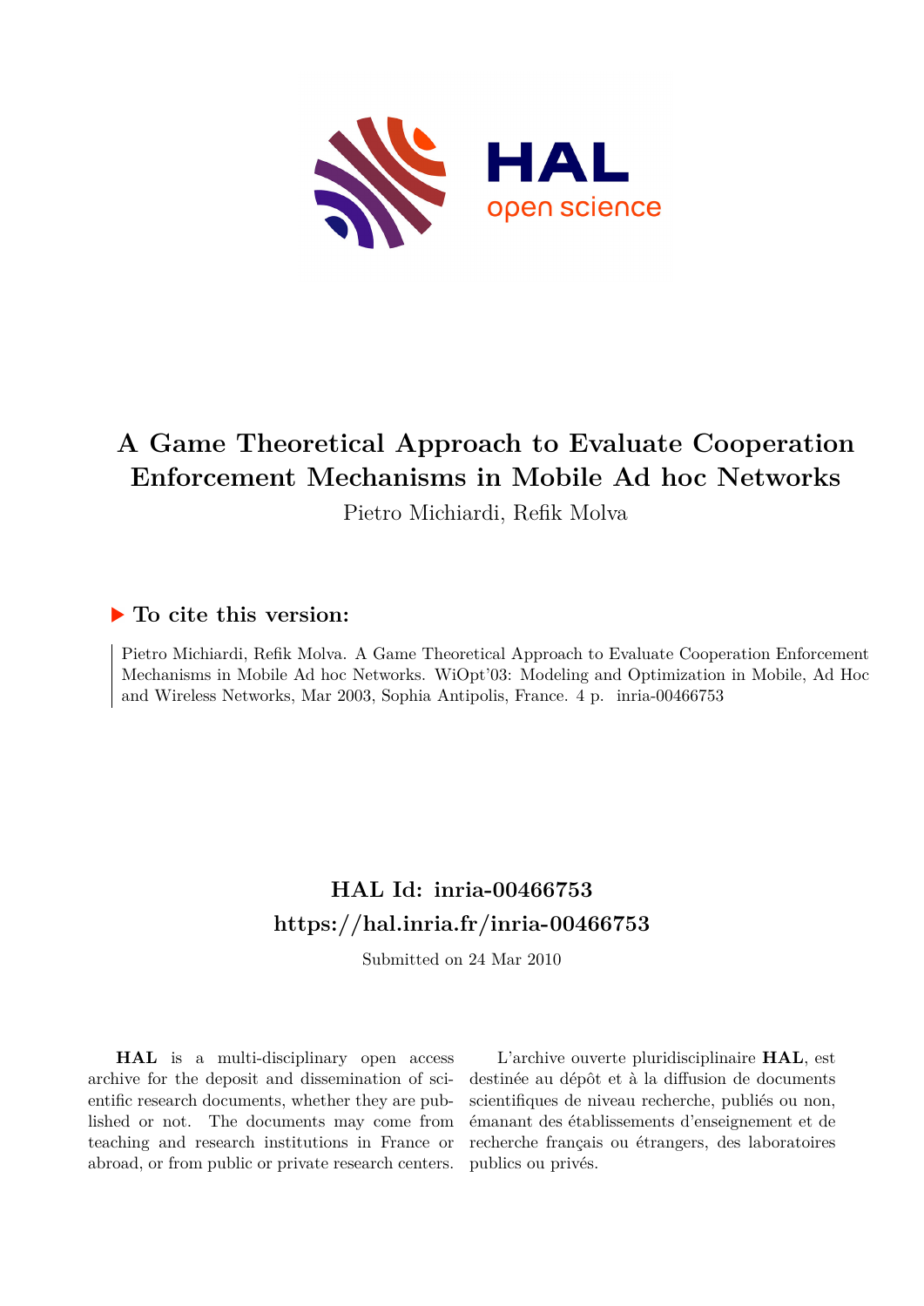# A Game Theoretical Approach to Evaluate Cooperation Enforcement Mechanisms in Mobile Ad hoc Networks

Pietro Michiardi, Refik Molva

## ▶ To cite this version:

Pietro Michiardi, Refik Molva. A Game Theoretical Approach to Evaluate Cooperation Enforcement Mechanisms in Mobile Ad hoc Networks. WiOpt'03: Modeling and Optimization in Mobile, Ad Hoc and Wireless Networks, Mar 2003, Sophia Antipolis, France. 4 p. inria-00466753

## HAL Id: inria-00466753

## https://hal.inria.fr/inria-00466753

Submitted on 24 Mar 2010

**HAL** is a multi-disciplinary open access archive for the deposit and dissemination of scientific research documents, whether they are published or not. The documents may come from teaching and research institutions in France or abroad, or from public or private research centers.

L'archive ouverte pluridisciplinaire **HAL**, est destinée au dépôt et à la diffusion de documents scientifiques de niveau recherche, publiés ou non, émanant des établissements d'enseignement et de recherche français ou étrangers, des laboratoires publics ou privés.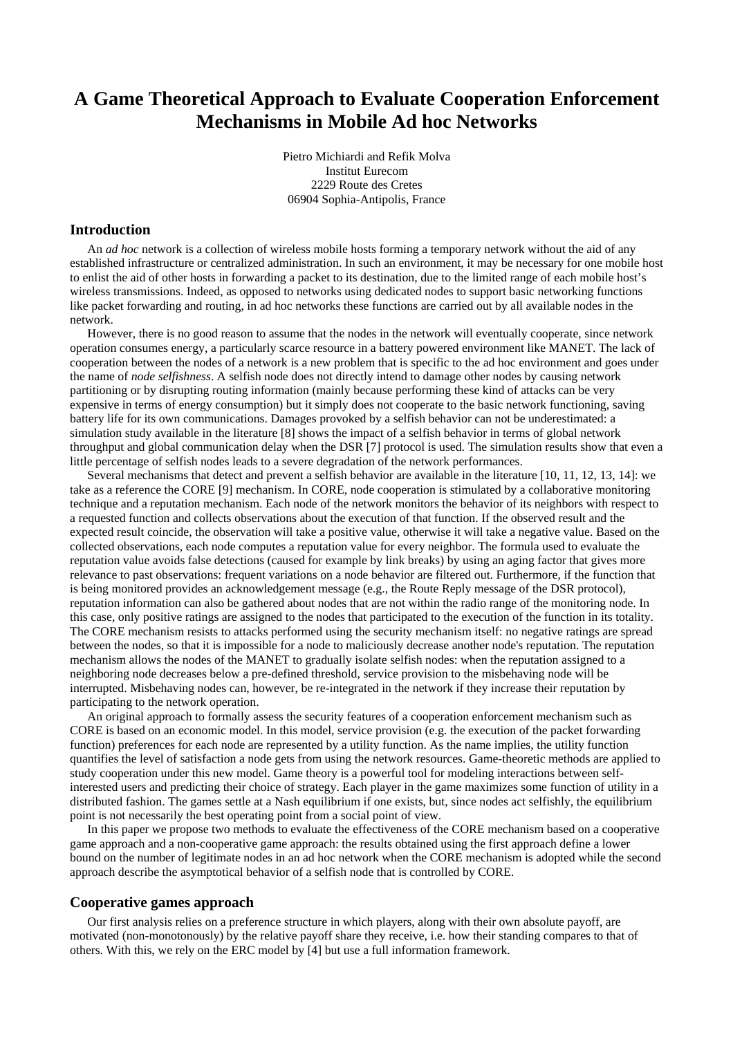# A Game Theoretical Approach to Evaluate Cooperation Enforcement Mechanisms in Mobile Ad hoc Networks

Pietro Michiardi and Refik Molva
Institut Eurecom
2229 Route des Cretes
06904 Sophia-Antipolis, France

## Introduction

An *ad hoc* network is a collection of wireless mobile hosts forming a temporary network without the aid of any established infrastructure or centralized administration. In such an environment, it may be necessary for one mobile host to enlist the aid of other hosts in forwarding a packet to its destination, due to the limited range of each mobile host's wireless transmissions. Indeed, as opposed to networks using dedicated nodes to support basic networking functions like packet forwarding and routing, in ad hoc networks these functions are carried out by all available nodes in the network.

However, there is no good reason to assume that the nodes in the network will eventually cooperate, since network operation consumes energy, a particularly scarce resource in a battery powered environment like MANET. The lack of cooperation between the nodes of a network is a new problem that is specific to the ad hoc environment and goes under the name of *node selfishness*. A selfish node does not directly intend to damage other nodes by causing network partitioning or by disrupting routing information (mainly because performing these kind of attacks can be very expensive in terms of energy consumption) but it simply does not cooperate to the basic network functioning, saving battery life for its own communications. Damages provoked by a selfish behavior can not be underestimated: a simulation study available in the literature [8] shows the impact of a selfish behavior in terms of global network throughput and global communication delay when the DSR [7] protocol is used. The simulation results show that even a little percentage of selfish nodes leads to a severe degradation of the network performances.

Several mechanisms that detect and prevent a selfish behavior are available in the literature [10, 11, 12, 13, 14]: we take as a reference the CORE [9] mechanism. In CORE, node cooperation is stimulated by a collaborative monitoring technique and a reputation mechanism. Each node of the network monitors the behavior of its neighbors with respect to a requested function and collects observations about the execution of that function. If the observed result and the expected result coincide, the observation will take a positive value, otherwise it will take a negative value. Based on the collected observations, each node computes a reputation value for every neighbor. The formula used to evaluate the reputation value avoids false detections (caused for example by link breaks) by using an aging factor that gives more relevance to past observations: frequent variations on a node behavior are filtered out. Furthermore, if the function that is being monitored provides an acknowledgement message (e.g., the Route Reply message of the DSR protocol), reputation information can also be gathered about nodes that are not within the radio range of the monitoring node. In this case, only positive ratings are assigned to the nodes that participated to the execution of the function in its totality. The CORE mechanism resists to attacks performed using the security mechanism itself: no negative ratings are spread between the nodes, so that it is impossible for a node to maliciously decrease another node's reputation. The reputation mechanism allows the nodes of the MANET to gradually isolate selfish nodes: when the reputation assigned to a neighboring node decreases below a pre-defined threshold, service provision to the misbehaving node will be interrupted. Misbehaving nodes can, however, be re-integrated in the network if they increase their reputation by participating to the network operation.

An original approach to formally assess the security features of a cooperation enforcement mechanism such as CORE is based on an economic model. In this model, service provision (e.g. the execution of the packet forwarding function) preferences for each node are represented by a utility function. As the name implies, the utility function quantifies the level of satisfaction a node gets from using the network resources. Game-theoretic methods are applied to study cooperation under this new model. Game theory is a powerful tool for modeling interactions between self-interested users and predicting their choice of strategy. Each player in the game maximizes some function of utility in a distributed fashion. The games settle at a Nash equilibrium if one exists, but, since nodes act selfishly, the equilibrium point is not necessarily the best operating point from a social point of view.

In this paper we propose two methods to evaluate the effectiveness of the CORE mechanism based on a cooperative game approach and a non-cooperative game approach: the results obtained using the first approach define a lower bound on the number of legitimate nodes in an ad hoc network when the CORE mechanism is adopted while the second approach describe the asymptotical behavior of a selfish node that is controlled by CORE.

## Cooperative games approach

Our first analysis relies on a preference structure in which players, along with their own absolute payoff, are motivated (non-monotonously) by the relative payoff share they receive, i.e. how their standing compares to that of others. With this, we rely on the ERC model by [4] but use a full information framework.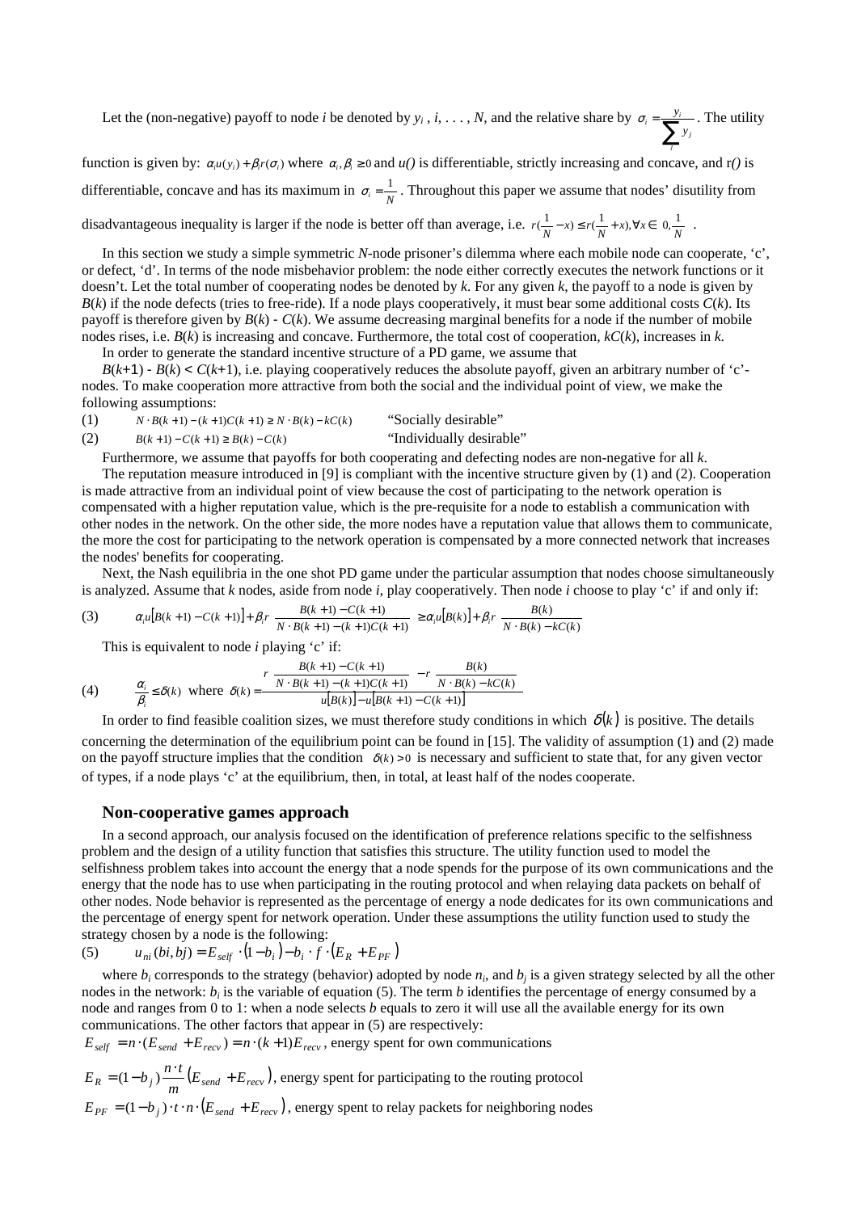Let the (non-negative) payoff to node $i$ be denoted by $y_i$ , $i$, . . . , $N$, and the relative share by $\sigma_i = \frac{y_i}{\sum_j y_j}$. The utility function is given by: $\alpha_i u(y_i) + \beta_i r(\sigma_i)$ where $\alpha_i, \beta_i \geq 0$ and $u()$ is differentiable, strictly increasing and concave, and $r()$ is differentiable, concave and has its maximum in $\sigma_i = \frac{1}{N}$. Throughout this paper we assume that nodes' disutility from disadvantageous inequality is larger if the node is better off than average, i.e. $r(\frac{1}{N} - x) \leq r(\frac{1}{N} + x), \forall x \in \left[0, \frac{1}{N}\right]$.

In this section we study a simple symmetric $N$-node prisoner's dilemma where each mobile node can cooperate, 'c', or defect, 'd'. In terms of the node misbehavior problem: the node either correctly executes the network functions or it doesn't. Let the total number of cooperating nodes be denoted by $k$. For any given $k$, the payoff to a node is given by $B(k)$ if the node defects (tries to free-ride). If a node plays cooperatively, it must bear some additional costs $C(k)$. Its payoff is therefore given by $B(k)$ - $C(k)$. We assume decreasing marginal benefits for a node if the number of mobile nodes rises, i.e. $B(k)$ is increasing and concave. Furthermore, the total cost of cooperation, $kC(k)$, increases in $k$.

In order to generate the standard incentive structure of a PD game, we assume that

$B(k+1) - B(k) < C(k+1)$, i.e. playing cooperatively reduces the absolute payoff, given an arbitrary number of 'c'-nodes. To make cooperation more attractive from both the social and the individual point of view, we make the following assumptions:

(1) $\quad N \cdot B(k+1) - (k+1)C(k+1) \geq N \cdot B(k) - kC(k)$ "Socially desirable"

(2) $\quad B(k+1) - C(k+1) \geq B(k) - C(k)$ "Individually desirable"

Furthermore, we assume that payoffs for both cooperating and defecting nodes are non-negative for all $k$.

The reputation measure introduced in [9] is compliant with the incentive structure given by (1) and (2). Cooperation is made attractive from an individual point of view because the cost of participating to the network operation is compensated with a higher reputation value, which is the pre-requisite for a node to establish a communication with other nodes in the network. On the other side, the more nodes have a reputation value that allows them to communicate, the more the cost for participating to the network operation is compensated by a more connected network that increases the nodes' benefits for cooperating.

Next, the Nash equilibria in the one shot PD game under the particular assumption that nodes choose simultaneously is analyzed. Assume that $k$ nodes, aside from node $i$, play cooperatively. Then node $i$ choose to play 'c' if and only if:

$$(3) \qquad \alpha_i u\left[B(k+1) - C(k+1)\right] + \beta_i r\left(\frac{B(k+1) - C(k+1)}{N \cdot B(k+1) - (k+1)C(k+1)}\right) \geq \alpha_i u\left[B(k)\right] + \beta_i r\left(\frac{B(k)}{N \cdot B(k) - kC(k)}\right)$$

This is equivalent to node $i$ playing 'c' if:

$$(4) \qquad \frac{\alpha_i}{\beta_i} \leq \delta(k) \text{ where } \delta(k) = \frac{r\left(\frac{B(k+1) - C(k+1)}{N \cdot B(k+1) - (k+1)C(k+1)}\right) - r\left(\frac{B(k)}{N \cdot B(k) - kC(k)}\right)}{u\left[B(k)\right] - u\left[B(k+1) - C(k+1)\right]}$$

In order to find feasible coalition sizes, we must therefore study conditions in which $\delta(k)$ is positive. The details concerning the determination of the equilibrium point can be found in [15]. The validity of assumption (1) and (2) made on the payoff structure implies that the condition $\delta(k) > 0$ is necessary and sufficient to state that, for any given vector of types, if a node plays 'c' at the equilibrium, then, in total, at least half of the nodes cooperate.

## Non-cooperative games approach

In a second approach, our analysis focused on the identification of preference relations specific to the selfishness problem and the design of a utility function that satisfies this structure. The utility function used to model the selfishness problem takes into account the energy that a node spends for the purpose of its own communications and the energy that the node has to use when participating in the routing protocol and when relaying data packets on behalf of other nodes. Node behavior is represented as the percentage of energy a node dedicates for its own communications and the percentage of energy spent for network operation. Under these assumptions the utility function used to study the strategy chosen by a node is the following:

$$(5) \qquad u_{ni}(bi, bj) = E_{self} \cdot (1 - b_i) - b_i \cdot f \cdot (E_R + E_{PF})$$

where $b_i$ corresponds to the strategy (behavior) adopted by node $n_i$, and $b_j$ is a given strategy selected by all the other nodes in the network: $b_i$ is the variable of equation (5). The term $b$ identifies the percentage of energy consumed by a node and ranges from 0 to 1: when a node selects $b$ equals to zero it will use all the available energy for its own communications. The other factors that appear in (5) are respectively:

$E_{self} = n \cdot (E_{send} + E_{recv}) = n \cdot (k+1)E_{recv}$, energy spent for own communications

$E_R = (1 - b_j)\frac{n \cdot t}{m}(E_{send} + E_{recv})$, energy spent for participating to the routing protocol

$E_{PF} = (1 - b_j) \cdot t \cdot n \cdot (E_{send} + E_{recv})$, energy spent to relay packets for neighboring nodes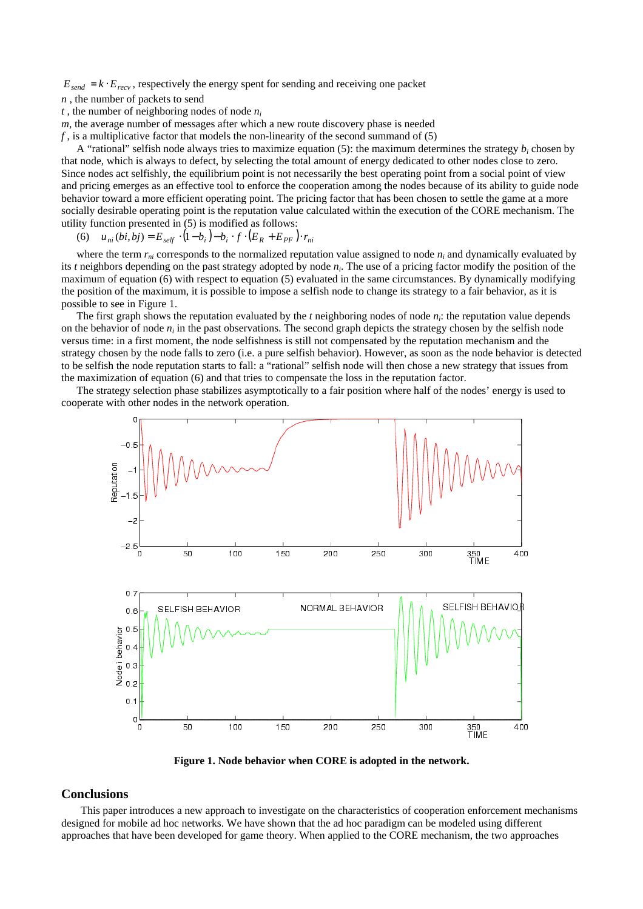$E_{send} = k \cdot E_{recv}$, respectively the energy spent for sending and receiving one packet

$n$ , the number of packets to send

$t$ , the number of neighboring nodes of node $n_i$

$m$, the average number of messages after which a new route discovery phase is needed

$f$ , is a multiplicative factor that models the non-linearity of the second summand of (5)

A "rational" selfish node always tries to maximize equation (5): the maximum determines the strategy $b_i$ chosen by that node, which is always to defect, by selecting the total amount of energy dedicated to other nodes close to zero. Since nodes act selfishly, the equilibrium point is not necessarily the best operating point from a social point of view and pricing emerges as an effective tool to enforce the cooperation among the nodes because of its ability to guide node behavior toward a more efficient operating point. The pricing factor that has been chosen to settle the game at a more socially desirable operating point is the reputation value calculated within the execution of the CORE mechanism. The utility function presented in (5) is modified as follows:

(6) $u_{ni}(bi, bj) = E_{self} \cdot (1 - b_i) - b_i \cdot f \cdot (E_R + E_{PF}) \cdot r_{ni}$

where the term $r_{ni}$ corresponds to the normalized reputation value assigned to node $n_i$ and dynamically evaluated by its $t$ neighbors depending on the past strategy adopted by node $n_i$. The use of a pricing factor modify the position of the maximum of equation (6) with respect to equation (5) evaluated in the same circumstances. By dynamically modifying the position of the maximum, it is possible to impose a selfish node to change its strategy to a fair behavior, as it is possible to see in Figure 1.

The first graph shows the reputation evaluated by the $t$ neighboring nodes of node $n_i$: the reputation value depends on the behavior of node $n_i$ in the past observations. The second graph depicts the strategy chosen by the selfish node versus time: in a first moment, the node selfishness is still not compensated by the reputation mechanism and the strategy chosen by the node falls to zero (i.e. a pure selfish behavior). However, as soon as the node behavior is detected to be selfish the node reputation starts to fall: a "rational" selfish node will then chose a new strategy that issues from the maximization of equation (6) and that tries to compensate the loss in the reputation factor.

The strategy selection phase stabilizes asymptotically to a fair position where half of the nodes' energy is used to cooperate with other nodes in the network operation.

**Figure 1. Node behavior when CORE is adopted in the network.**

## Conclusions

This paper introduces a new approach to investigate on the characteristics of cooperation enforcement mechanisms designed for mobile ad hoc networks. We have shown that the ad hoc paradigm can be modeled using different approaches that have been developed for game theory. When applied to the CORE mechanism, the two approaches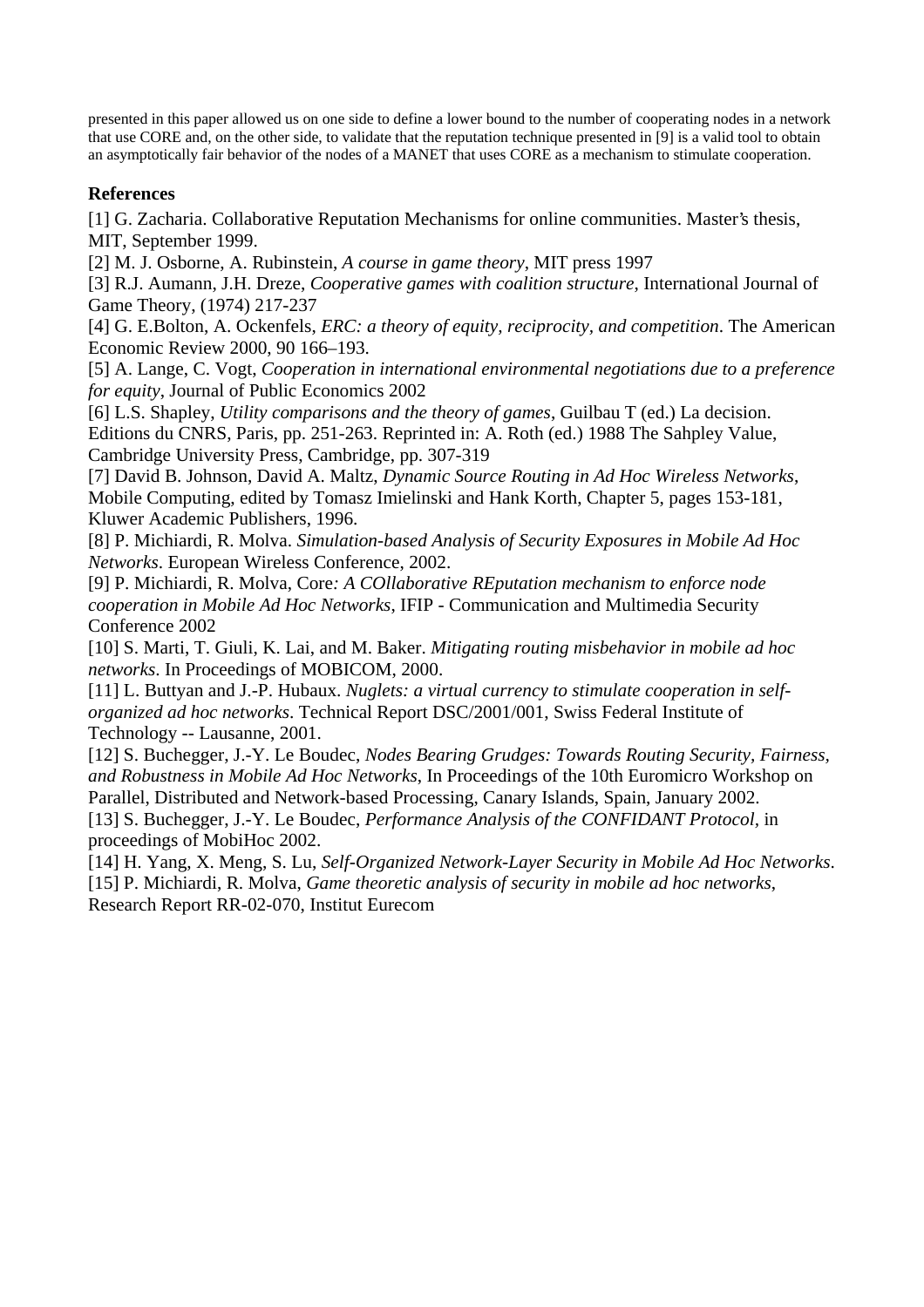presented in this paper allowed us on one side to define a lower bound to the number of cooperating nodes in a network that use CORE and, on the other side, to validate that the reputation technique presented in [9] is a valid tool to obtain an asymptotically fair behavior of the nodes of a MANET that uses CORE as a mechanism to stimulate cooperation.

**References**

[1] G. Zacharia. Collaborative Reputation Mechanisms for online communities. Master's thesis, MIT, September 1999.

[2] M. J. Osborne, A. Rubinstein, *A course in game theory*, MIT press 1997

[3] R.J. Aumann, J.H. Dreze, *Cooperative games with coalition structure*, International Journal of Game Theory, (1974) 217-237

[4] G. E.Bolton, A. Ockenfels, *ERC: a theory of equity, reciprocity, and competition*. The American Economic Review 2000, 90 166–193.

[5] A. Lange, C. Vogt, *Cooperation in international environmental negotiations due to a preference for equity*, Journal of Public Economics 2002

[6] L.S. Shapley, *Utility comparisons and the theory of games*, Guilbau T (ed.) La decision. Editions du CNRS, Paris, pp. 251-263. Reprinted in: A. Roth (ed.) 1988 The Sahpley Value, Cambridge University Press, Cambridge, pp. 307-319

[7] David B. Johnson, David A. Maltz, *Dynamic Source Routing in Ad Hoc Wireless Networks*, Mobile Computing, edited by Tomasz Imielinski and Hank Korth, Chapter 5, pages 153-181, Kluwer Academic Publishers, 1996.

[8] P. Michiardi, R. Molva. *Simulation-based Analysis of Security Exposures in Mobile Ad Hoc Networks*. European Wireless Conference, 2002.

[9] P. Michiardi, R. Molva, Core*: A COllaborative REputation mechanism to enforce node cooperation in Mobile Ad Hoc Networks*, IFIP - Communication and Multimedia Security Conference 2002

[10] S. Marti, T. Giuli, K. Lai, and M. Baker. *Mitigating routing misbehavior in mobile ad hoc networks*. In Proceedings of MOBICOM, 2000.

[11] L. Buttyan and J.-P. Hubaux. *Nuglets: a virtual currency to stimulate cooperation in self-organized ad hoc networks*. Technical Report DSC/2001/001, Swiss Federal Institute of Technology -- Lausanne, 2001.

[12] S. Buchegger, J.-Y. Le Boudec, *Nodes Bearing Grudges: Towards Routing Security, Fairness, and Robustness in Mobile Ad Hoc Networks*, In Proceedings of the 10th Euromicro Workshop on Parallel, Distributed and Network-based Processing, Canary Islands, Spain, January 2002.

[13] S. Buchegger, J.-Y. Le Boudec, *Performance Analysis of the CONFIDANT Protocol*, in proceedings of MobiHoc 2002.

[14] H. Yang, X. Meng, S. Lu, *Self-Organized Network-Layer Security in Mobile Ad Hoc Networks*.

[15] P. Michiardi, R. Molva, *Game theoretic analysis of security in mobile ad hoc networks*, Research Report RR-02-070, Institut Eurecom